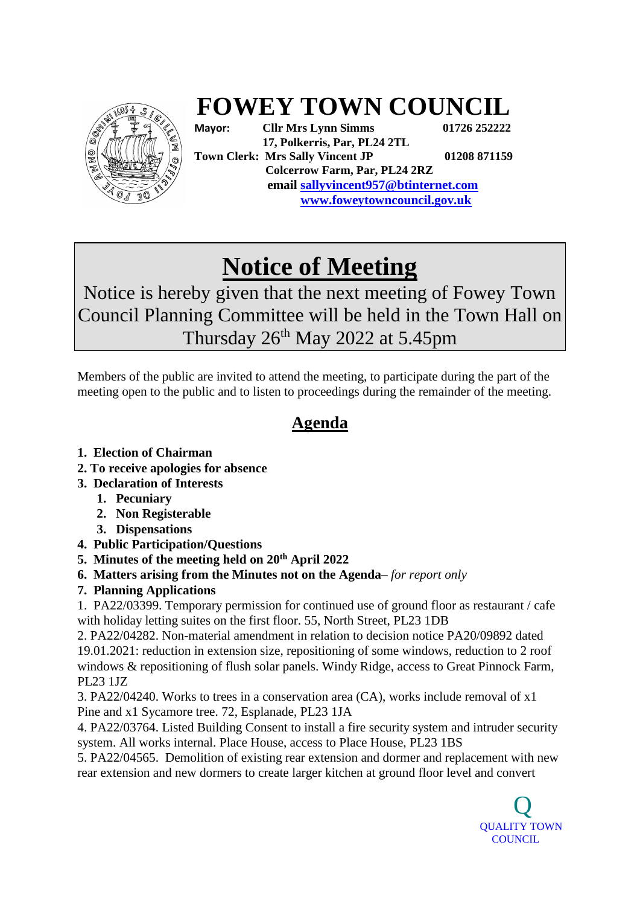# FOWEY TOWN COUNCIL

**Mayor:** **Cllr Mrs Lynn Simms** **01726 252222**
**17, Polkerris, Par, PL24 2TL**
**Town Clerk: Mrs Sally Vincent JP** **01208 871159**
**Colcerrow Farm, Par, PL24 2RZ**
**email [sallyvincent957@btinternet.com](mailto:sallyvincent957@btinternet.com)**
**[www.foweytowncouncil.gov.uk](http://www.foweytowncouncil.gov.uk)**

## Notice of Meeting

Notice is hereby given that the next meeting of Fowey Town Council Planning Committee will be held in the Town Hall on Thursday 26th May 2022 at 5.45pm

Members of the public are invited to attend the meeting, to participate during the part of the meeting open to the public and to listen to proceedings during the remainder of the meeting.

## Agenda

1. **Election of Chairman**
2. **To receive apologies for absence**
3. **Declaration of Interests**
   1. **Pecuniary**
   2. **Non Registerable**
   3. **Dispensations**
4. **Public Participation/Questions**
5. **Minutes of the meeting held on 20th April 2022**
6. **Matters arising from the Minutes not on the Agenda**– *for report only*
7. **Planning Applications**

1. PA22/03399. Temporary permission for continued use of ground floor as restaurant / cafe with holiday letting suites on the first floor. 55, North Street, PL23 1DB
2. PA22/04282. Non-material amendment in relation to decision notice PA20/09892 dated 19.01.2021: reduction in extension size, repositioning of some windows, reduction to 2 roof windows & repositioning of flush solar panels. Windy Ridge, access to Great Pinnock Farm, PL23 1JZ
3. PA22/04240. Works to trees in a conservation area (CA), works include removal of x1 Pine and x1 Sycamore tree. 72, Esplanade, PL23 1JA
4. PA22/03764. Listed Building Consent to install a fire security system and intruder security system. All works internal. Place House, access to Place House, PL23 1BS
5. PA22/04565. Demolition of existing rear extension and dormer and replacement with new rear extension and new dormers to create larger kitchen at ground floor level and convert

Q
QUALITY TOWN COUNCIL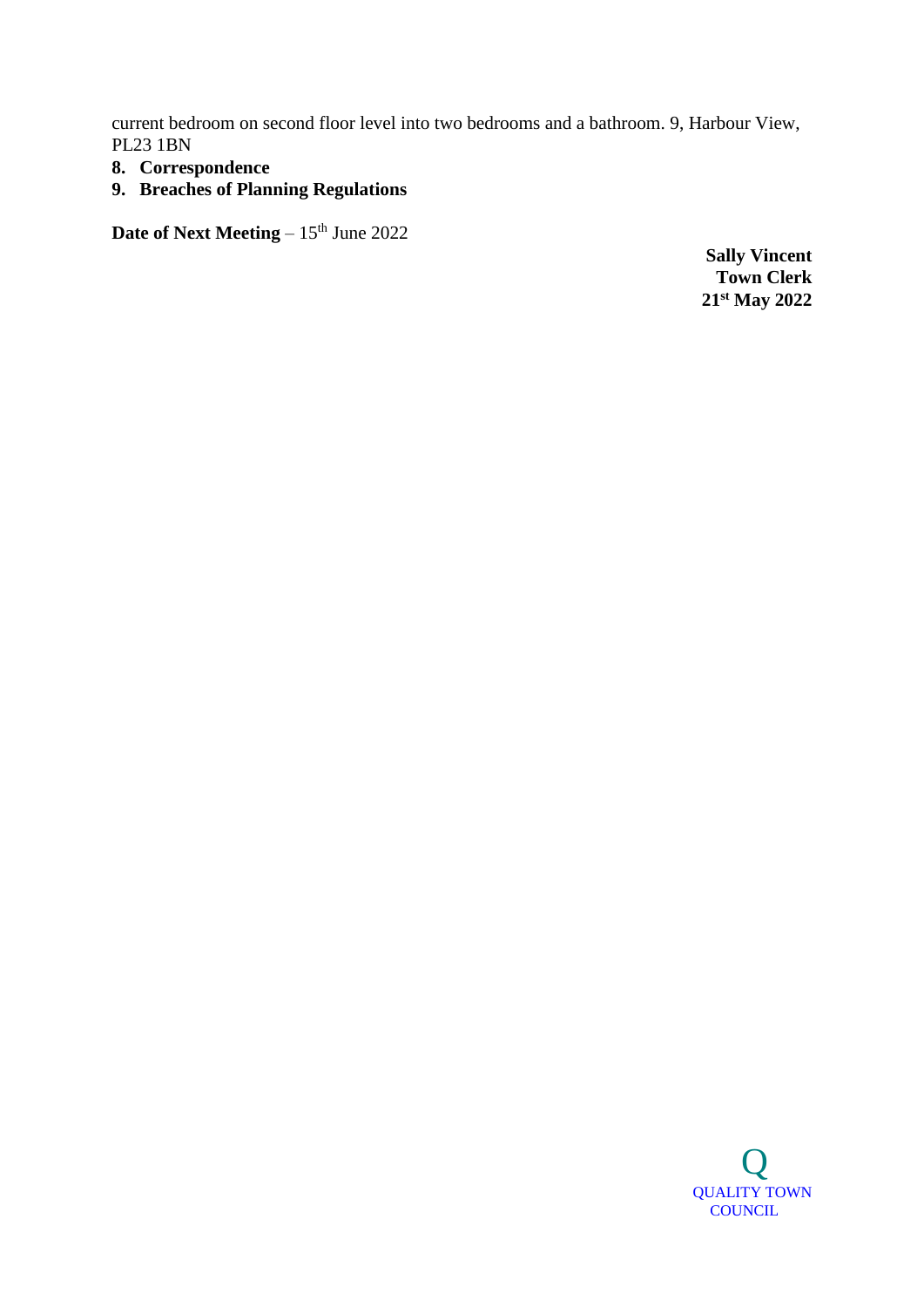current bedroom on second floor level into two bedrooms and a bathroom. 9, Harbour View, PL23 1BN

8. **Correspondence**
9. **Breaches of Planning Regulations**

**Date of Next Meeting** – 15th June 2022

**Sally Vincent**
**Town Clerk**
**21st May 2022**

Q
QUALITY TOWN COUNCIL